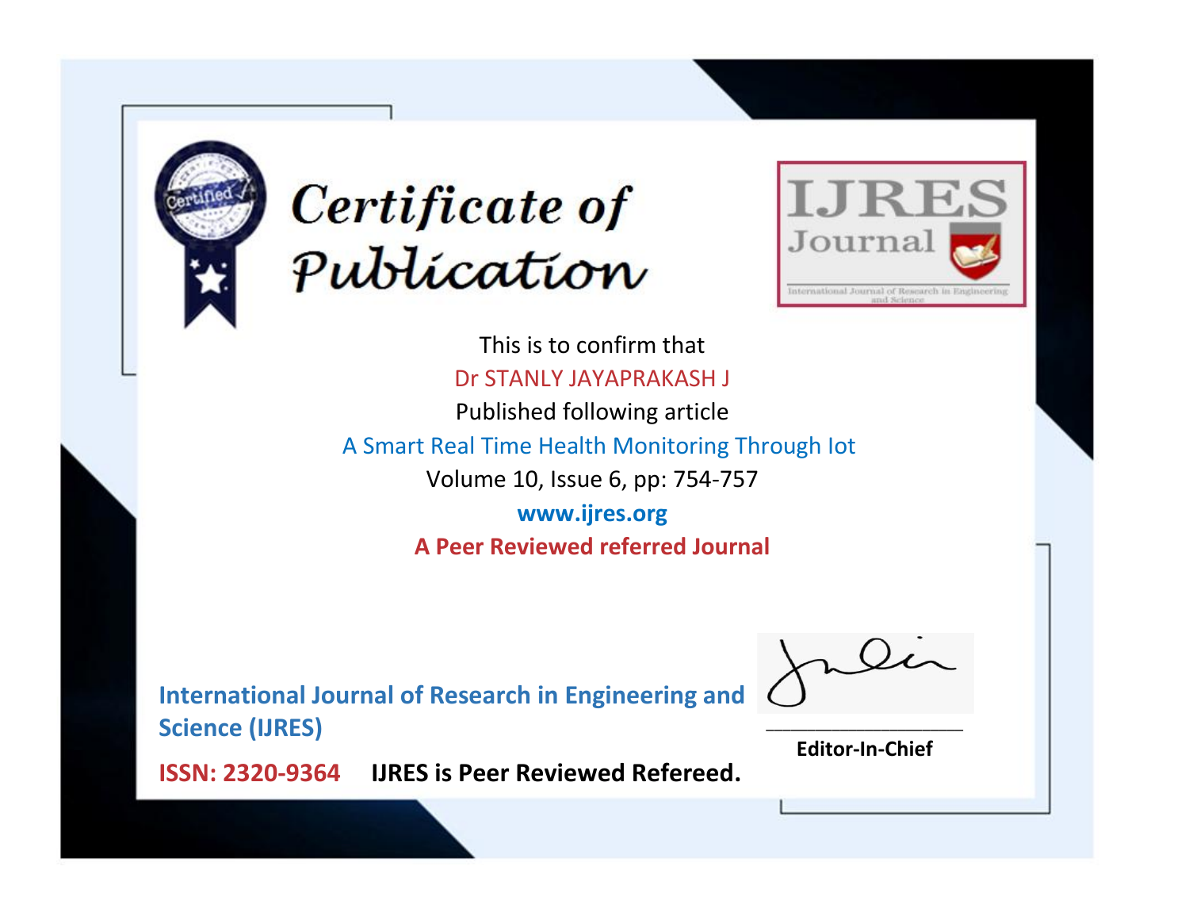# Certificate of Publication

IJRES Journal

International Journal of Research in Engineering and Science

This is to confirm that

Dr STANLY JAYAPRAKASH J

Published following article

A Smart Real Time Health Monitoring Through Iot

Volume 10, Issue 6, pp: 754-757

**www.ijres.org**

**A Peer Reviewed referred Journal**

**International Journal of Research in Engineering and Science (IJRES)**

**ISSN: 2320-9364** **IJRES is Peer Reviewed Refereed.**

**Editor-In-Chief**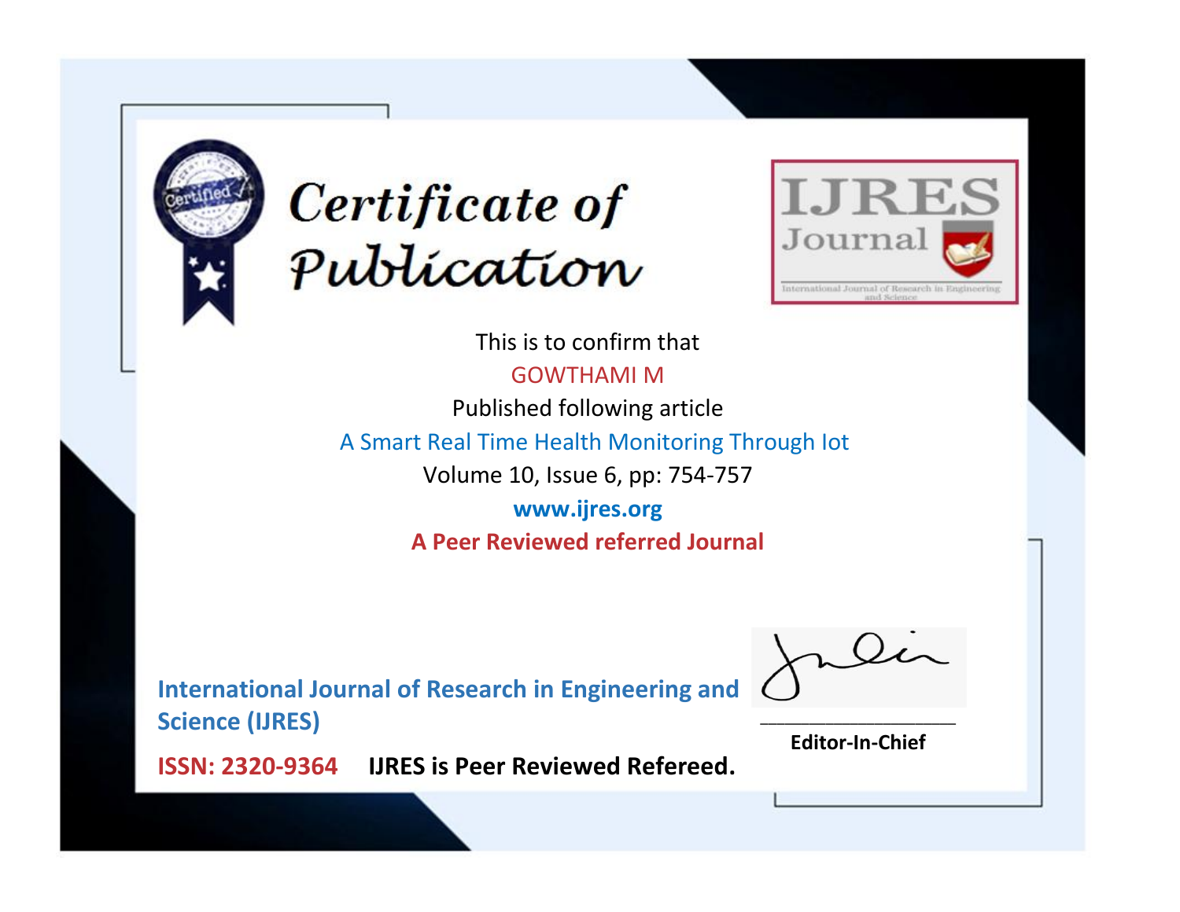# Certificate of Publication

IJRES Journal

International Journal of Research in Engineering and Science

This is to confirm that

GOWTHAMI M

Published following article

A Smart Real Time Health Monitoring Through Iot

Volume 10, Issue 6, pp: 754-757

**www.ijres.org**

**A Peer Reviewed referred Journal**

**International Journal of Research in Engineering and Science (IJRES)**

**ISSN: 2320-9364** **IJRES is Peer Reviewed Refereed.**

**Editor-In-Chief**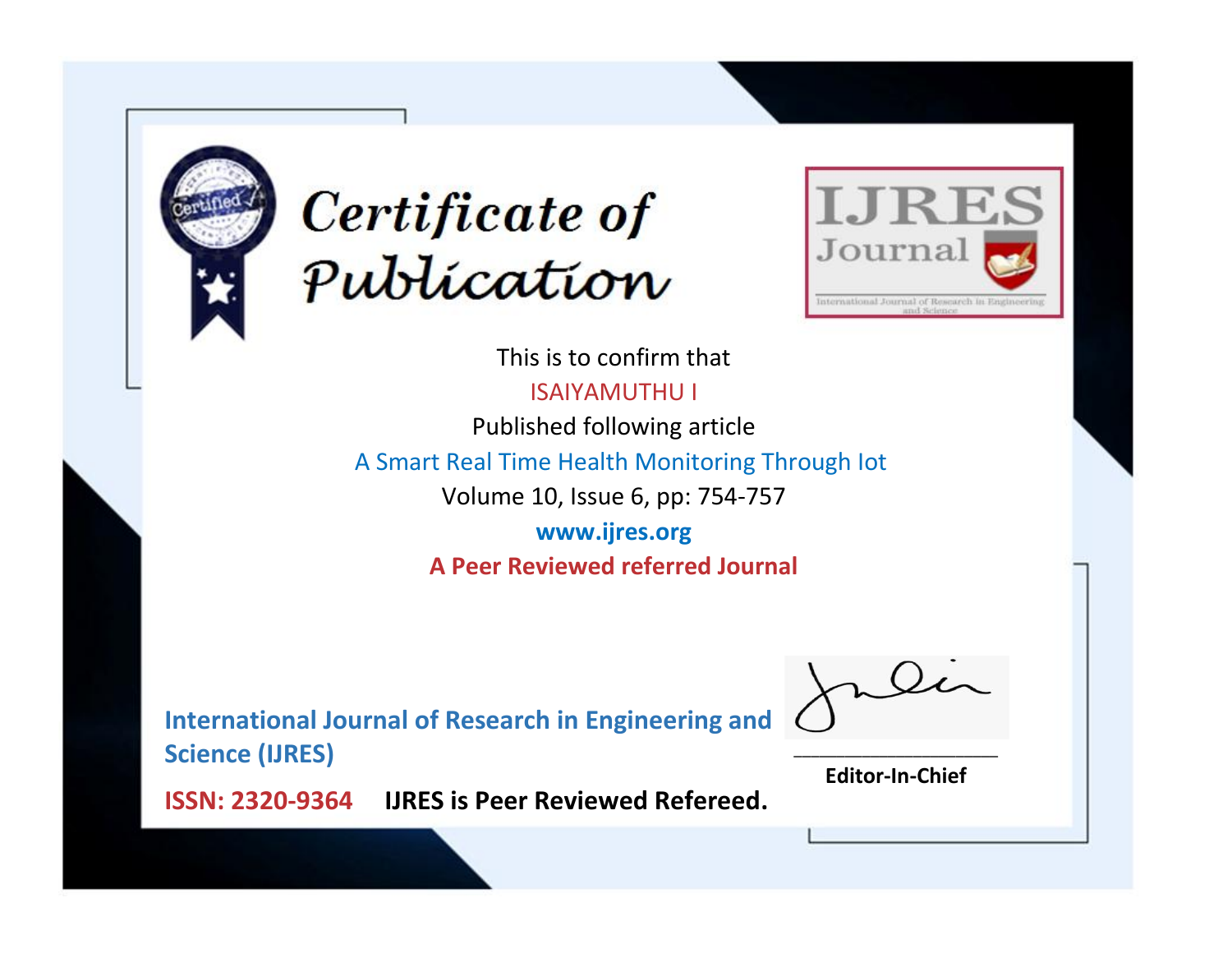# Certificate of Publication

IJRES Journal

International Journal of Research in Engineering and Science

This is to confirm that

ISAIYAMUTHU I

Published following article

A Smart Real Time Health Monitoring Through Iot

Volume 10, Issue 6, pp: 754-757

**www.ijres.org**

**A Peer Reviewed referred Journal**

**International Journal of Research in Engineering and Science (IJRES)**

**ISSN: 2320-9364** **IJRES is Peer Reviewed Refereed.**

**Editor-In-Chief**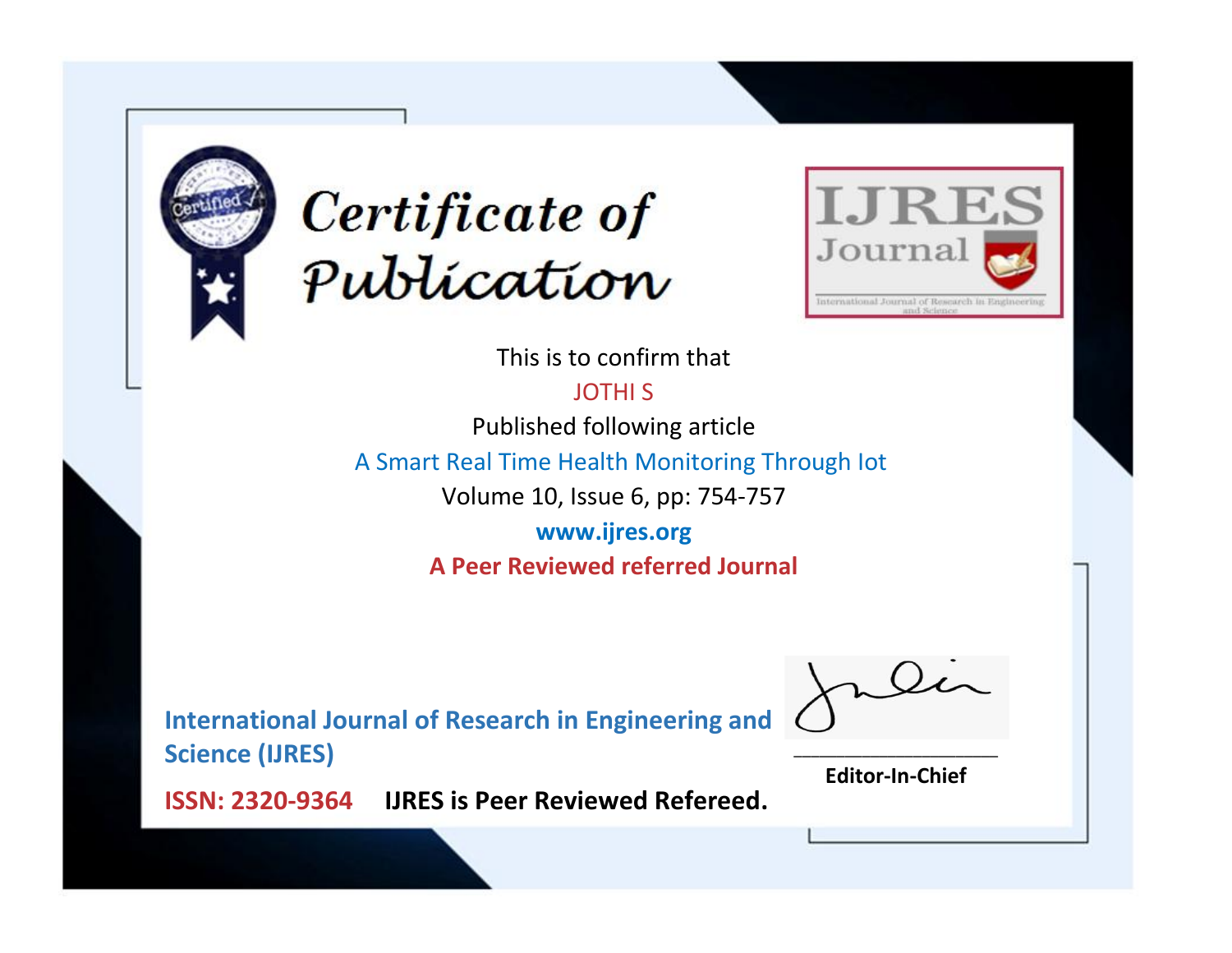# Certificate of Publication

**IJRES Journal**

International Journal of Research in Engineering and Science

This is to confirm that

JOTHI S

Published following article

A Smart Real Time Health Monitoring Through Iot

Volume 10, Issue 6, pp: 754-757

**www.ijres.org**

**A Peer Reviewed referred Journal**

**International Journal of Research in Engineering and Science (IJRES)**

**ISSN: 2320-9364** **IJRES is Peer Reviewed Refereed.**

____________________

**Editor-In-Chief**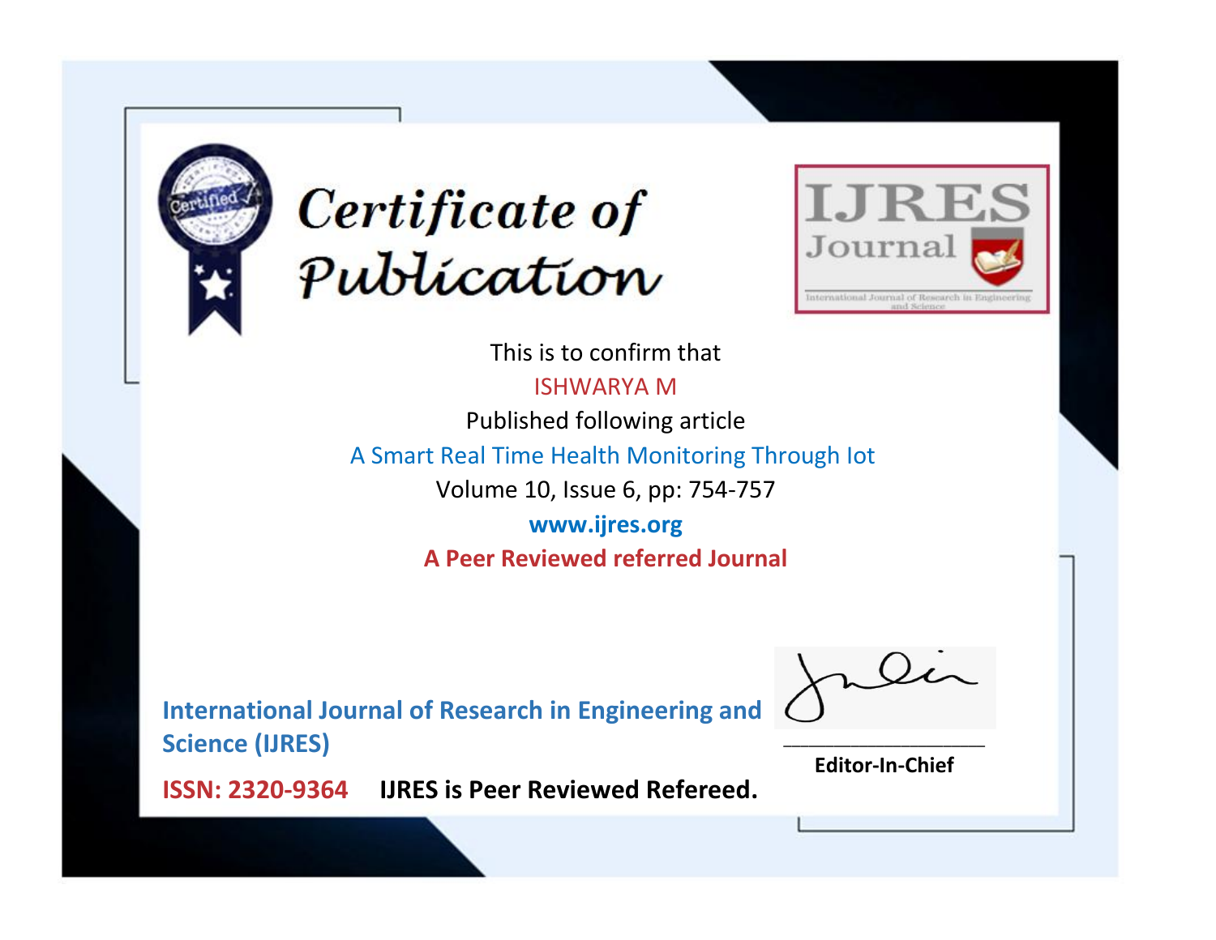# Certificate of Publication

**IJRES Journal**

International Journal of Research in Engineering and Science

This is to confirm that

ISHWARYA M

Published following article

A Smart Real Time Health Monitoring Through Iot

Volume 10, Issue 6, pp: 754-757

**www.ijres.org**

**A Peer Reviewed referred Journal**

**International Journal of Research in Engineering and Science (IJRES)**

**ISSN: 2320-9364** **IJRES is Peer Reviewed Refereed.**

**Editor-In-Chief**